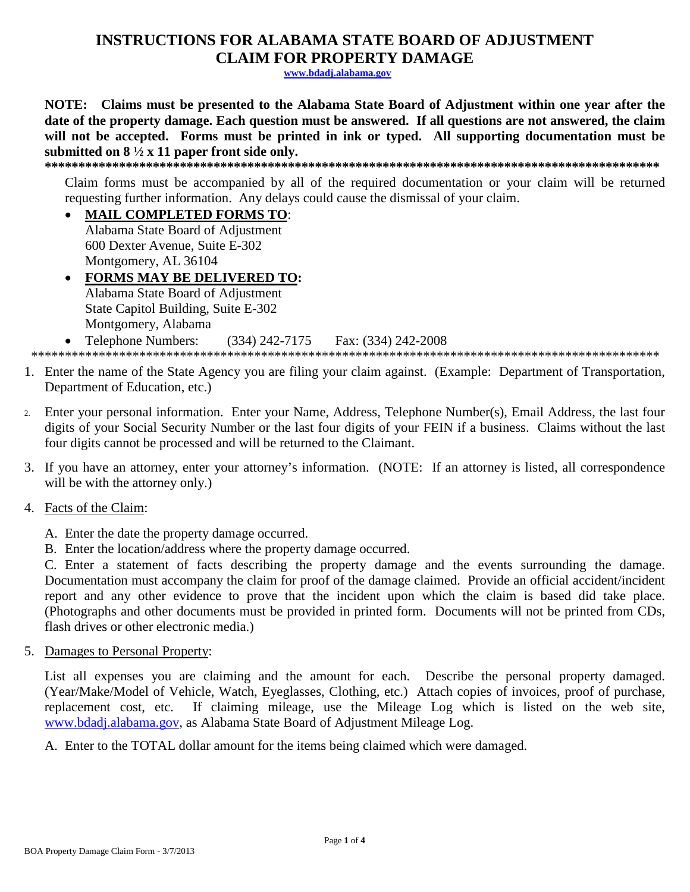# INSTRUCTIONS FOR ALABAMA STATE BOARD OF ADJUSTMENT CLAIM FOR PROPERTY DAMAGE

**www.bdadj.alabama.gov**

**NOTE: Claims must be presented to the Alabama State Board of Adjustment within one year after the date of the property damage. Each question must be answered. If all questions are not answered, the claim will not be accepted. Forms must be printed in ink or typed. All supporting documentation must be submitted on 8 ½ x 11 paper front side only.**

**********************************************************************************************

Claim forms must be accompanied by all of the required documentation or your claim will be returned requesting further information. Any delays could cause the dismissal of your claim.

- **MAIL COMPLETED FORMS TO**:
  Alabama State Board of Adjustment
  600 Dexter Avenue, Suite E-302
  Montgomery, AL 36104
- **FORMS MAY BE DELIVERED TO:**
  Alabama State Board of Adjustment
  State Capitol Building, Suite E-302
  Montgomery, Alabama
- Telephone Numbers: (334) 242-7175 Fax: (334) 242-2008

**********************************************************************************************

1. Enter the name of the State Agency you are filing your claim against. (Example: Department of Transportation, Department of Education, etc.)

2. Enter your personal information. Enter your Name, Address, Telephone Number(s), Email Address, the last four digits of your Social Security Number or the last four digits of your FEIN if a business. Claims without the last four digits cannot be processed and will be returned to the Claimant.

3. If you have an attorney, enter your attorney's information. (NOTE: If an attorney is listed, all correspondence will be with the attorney only.)

4. Facts of the Claim:

   A. Enter the date the property damage occurred.
   
   B. Enter the location/address where the property damage occurred.
   
   C. Enter a statement of facts describing the property damage and the events surrounding the damage. Documentation must accompany the claim for proof of the damage claimed. Provide an official accident/incident report and any other evidence to prove that the incident upon which the claim is based did take place. (Photographs and other documents must be provided in printed form. Documents will not be printed from CDs, flash drives or other electronic media.)

5. Damages to Personal Property:

   List all expenses you are claiming and the amount for each. Describe the personal property damaged. (Year/Make/Model of Vehicle, Watch, Eyeglasses, Clothing, etc.) Attach copies of invoices, proof of purchase, replacement cost, etc. If claiming mileage, use the Mileage Log which is listed on the web site, www.bdadj.alabama.gov, as Alabama State Board of Adjustment Mileage Log.

   A. Enter to the TOTAL dollar amount for the items being claimed which were damaged.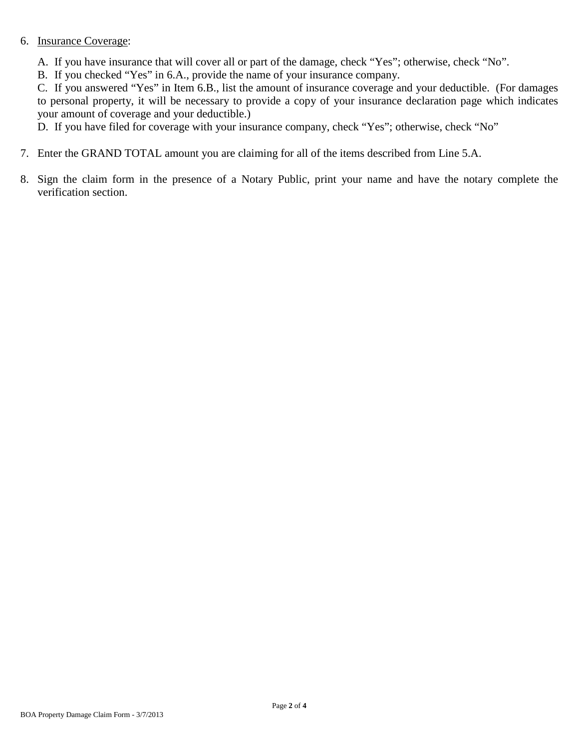6. <u>Insurance Coverage</u>:

   A. If you have insurance that will cover all or part of the damage, check "Yes"; otherwise, check "No".
   
   B. If you checked "Yes" in 6.A., provide the name of your insurance company.
   
   C. If you answered "Yes" in Item 6.B., list the amount of insurance coverage and your deductible. (For damages to personal property, it will be necessary to provide a copy of your insurance declaration page which indicates your amount of coverage and your deductible.)
   
   D. If you have filed for coverage with your insurance company, check "Yes"; otherwise, check "No"

7. Enter the GRAND TOTAL amount you are claiming for all of the items described from Line 5.A.

8. Sign the claim form in the presence of a Notary Public, print your name and have the notary complete the verification section.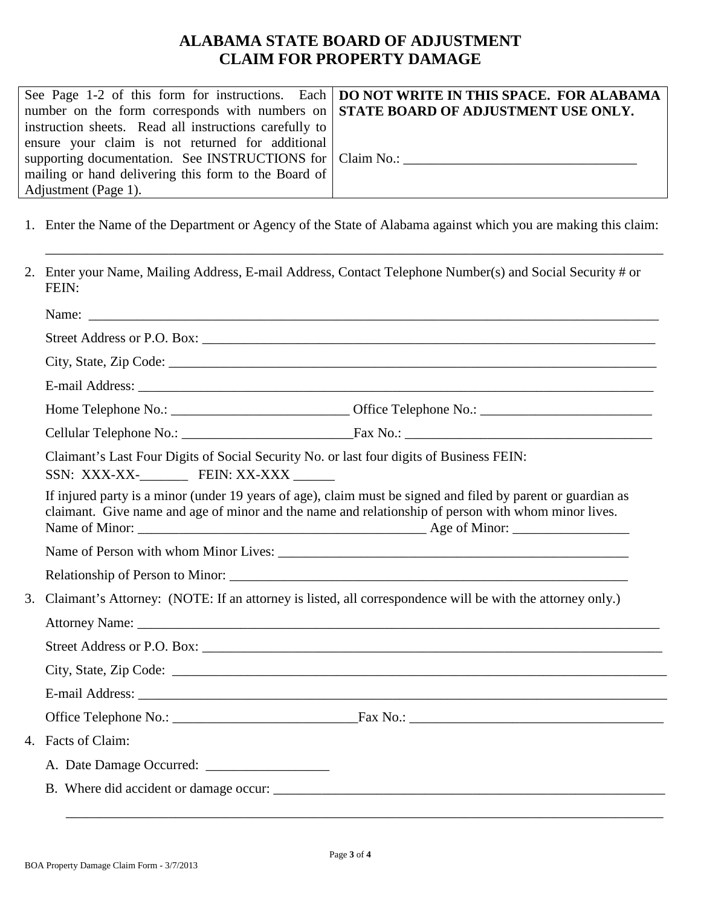# ALABAMA STATE BOARD OF ADJUSTMENT
# CLAIM FOR PROPERTY DAMAGE

| See Page 1-2 of this form for instructions. Each number on the form corresponds with numbers on instruction sheets. Read all instructions carefully to ensure your claim is not returned for additional supporting documentation. See INSTRUCTIONS for mailing or hand delivering this form to the Board of Adjustment (Page 1). | **DO NOT WRITE IN THIS SPACE. FOR ALABAMA STATE BOARD OF ADJUSTMENT USE ONLY.** Claim No.: ________________________________ |
|---|---|

1. Enter the Name of the Department or Agency of the State of Alabama against which you are making this claim:

   ______________________________________________________________________________

2. Enter your Name, Mailing Address, E-mail Address, Contact Telephone Number(s) and Social Security # or FEIN:

   Name: ______________________________________________________________________

   Street Address or P.O. Box: ___________________________________________________

   City, State, Zip Code: _______________________________________________________

   E-mail Address: ____________________________________________________________

   Home Telephone No.: _________________________ Office Telephone No.: _________________________

   Cellular Telephone No.: _________________________Fax No.: ___________________________________

   Claimant's Last Four Digits of Social Security No. or last four digits of Business FEIN:
   SSN: XXX-XX-_______ FEIN: XX-XXX ______

   If injured party is a minor (under 19 years of age), claim must be signed and filed by parent or guardian as claimant. Give name and age of minor and the name and relationship of person with whom minor lives.
   Name of Minor: _________________________________________ Age of Minor: ________________

   Name of Person with whom Minor Lives: _____________________________________________________

   Relationship of Person to Minor: ___________________________________________________________

3. Claimant's Attorney: (NOTE: If an attorney is listed, all correspondence will be with the attorney only.)

   Attorney Name: ______________________________________________________________

   Street Address or P.O. Box: ___________________________________________________

   City, State, Zip Code: _______________________________________________________

   E-mail Address: ____________________________________________________________

   Office Telephone No.: ___________________________Fax No.: _____________________________________

4. Facts of Claim:

   A. Date Damage Occurred: __________________

   B. Where did accident or damage occur: ____________________________________________________

   ______________________________________________________________________________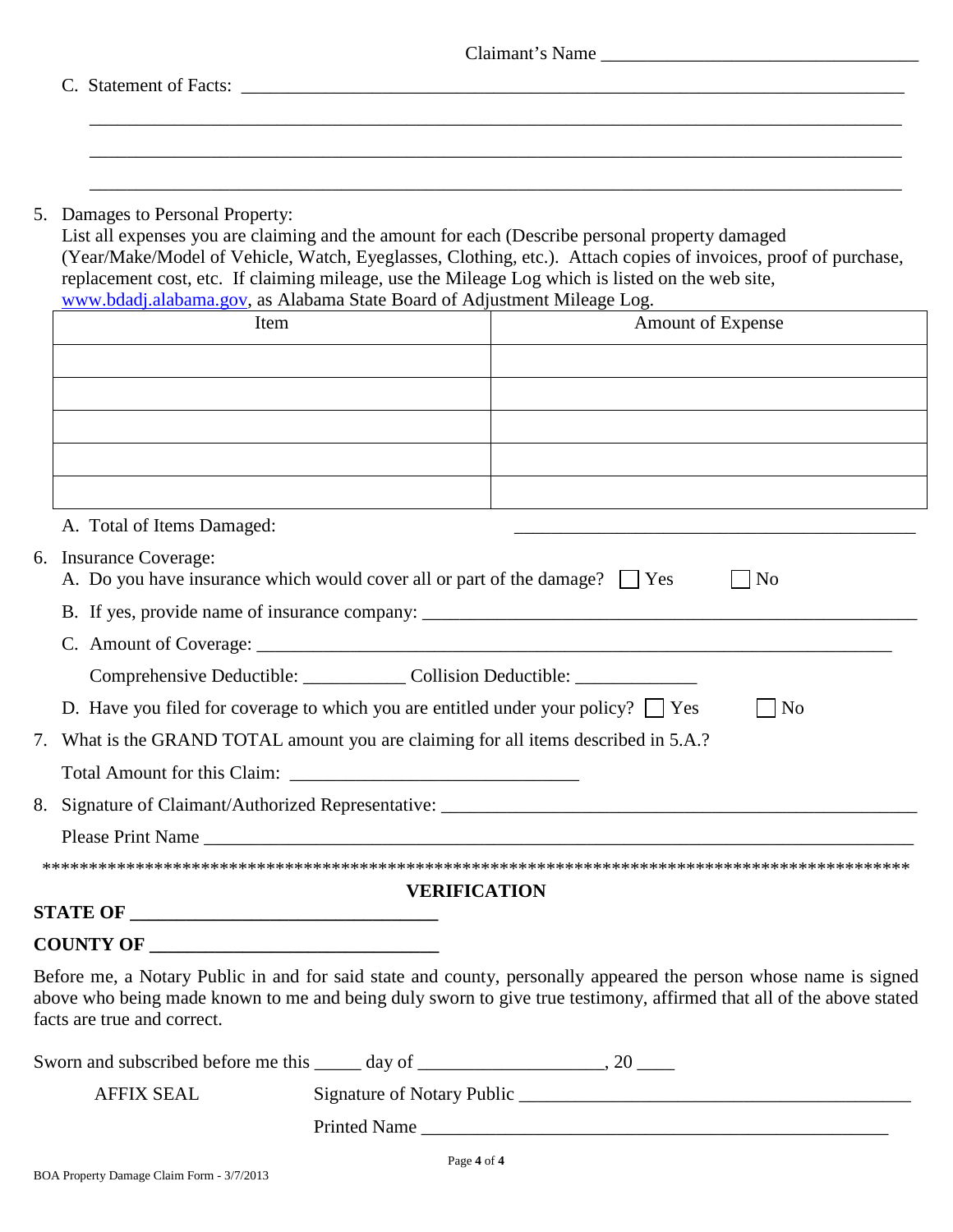Claimant's Name ___________________________________

C. Statement of Facts: _______________________________________________________________________

_____________________________________________________________________________________

_____________________________________________________________________________________

_____________________________________________________________________________________

5. Damages to Personal Property:
List all expenses you are claiming and the amount for each (Describe personal property damaged (Year/Make/Model of Vehicle, Watch, Eyeglasses, Clothing, etc.). Attach copies of invoices, proof of purchase, replacement cost, etc. If claiming mileage, use the Mileage Log which is listed on the web site, www.bdadj.alabama.gov, as Alabama State Board of Adjustment Mileage Log.

| Item | Amount of Expense |
|---|---|
| | |
| | |
| | |
| | |
| | |

A. Total of Items Damaged: ____________________________________________

6. Insurance Coverage:
A. Do you have insurance which would cover all or part of the damage? ☐ Yes ☐ No

B. If yes, provide name of insurance company: ______________________________________________________

C. Amount of Coverage: _________________________________________________________________________

Comprehensive Deductible: ___________ Collision Deductible: _____________

D. Have you filed for coverage to which you are entitled under your policy? ☐ Yes ☐ No

7. What is the GRAND TOTAL amount you are claiming for all items described in 5.A.?

Total Amount for this Claim: _______________________________

8. Signature of Claimant/Authorized Representative: ____________________________________________________

Please Print Name _____________________________________________________________________________

*************************************************************************************************

**VERIFICATION**

**STATE OF _________________________________**

**COUNTY OF ______________________________**

Before me, a Notary Public in and for said state and county, personally appeared the person whose name is signed above who being made known to me and being duly sworn to give true testimony, affirmed that all of the above stated facts are true and correct.

Sworn and subscribed before me this _____ day of ___________________, 20 ____

AFFIX SEAL

Signature of Notary Public ___________________________________________

Printed Name __________________________________________________

BOA Property Damage Claim Form - 3/7/2013